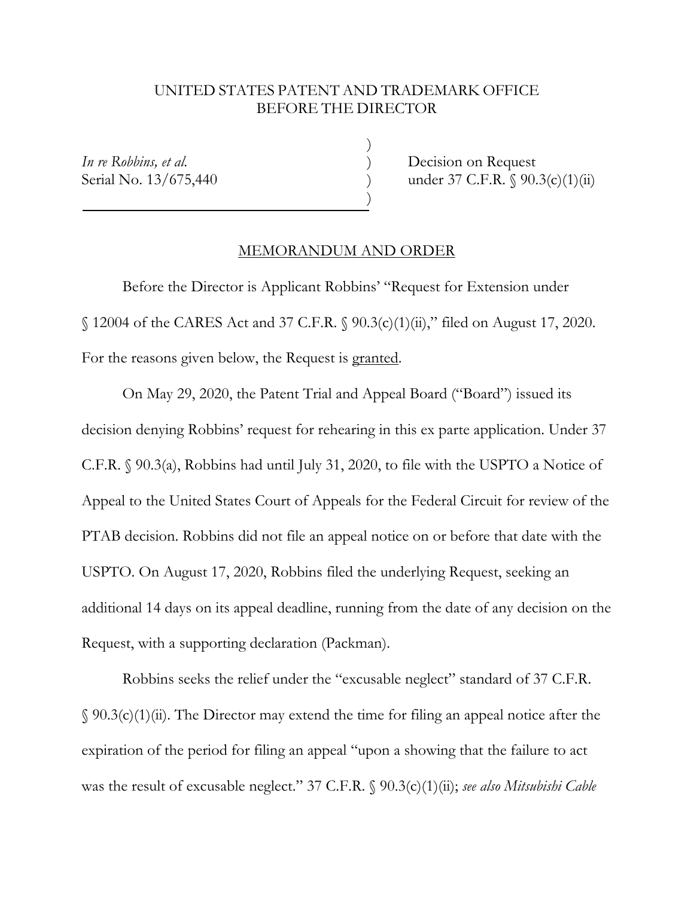UNITED STATES PATENT AND TRADEMARK OFFICE
BEFORE THE DIRECTOR

*In re Robbins, et al.*
Serial No. 13/675,440

Decision on Request
under 37 C.F.R. § 90.3(c)(1)(ii)

## MEMORANDUM AND ORDER

Before the Director is Applicant Robbins' "Request for Extension under § 12004 of the CARES Act and 37 C.F.R. § 90.3(c)(1)(ii)," filed on August 17, 2020. For the reasons given below, the Request is granted.

On May 29, 2020, the Patent Trial and Appeal Board ("Board") issued its decision denying Robbins' request for rehearing in this ex parte application. Under 37 C.F.R. § 90.3(a), Robbins had until July 31, 2020, to file with the USPTO a Notice of Appeal to the United States Court of Appeals for the Federal Circuit for review of the PTAB decision. Robbins did not file an appeal notice on or before that date with the USPTO. On August 17, 2020, Robbins filed the underlying Request, seeking an additional 14 days on its appeal deadline, running from the date of any decision on the Request, with a supporting declaration (Packman).

Robbins seeks the relief under the "excusable neglect" standard of 37 C.F.R. § 90.3(c)(1)(ii). The Director may extend the time for filing an appeal notice after the expiration of the period for filing an appeal "upon a showing that the failure to act was the result of excusable neglect." 37 C.F.R. § 90.3(c)(1)(ii); *see also Mitsubishi Cable*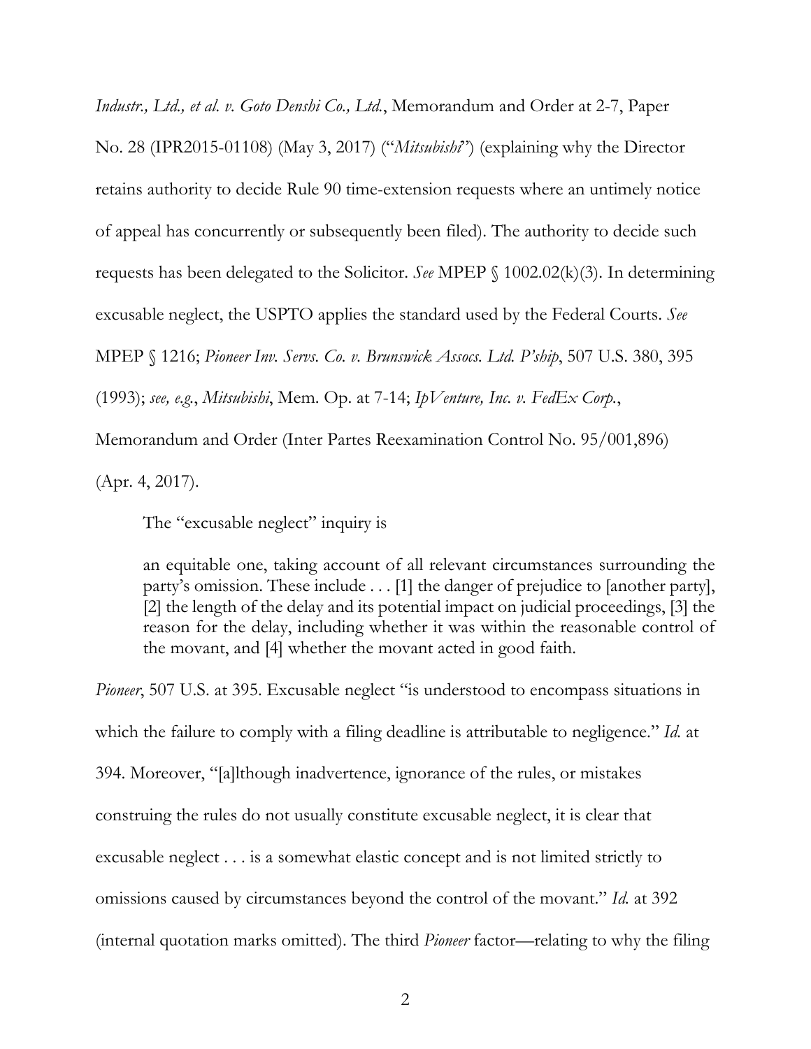*Industr., Ltd., et al. v. Goto Denshi Co., Ltd.*, Memorandum and Order at 2-7, Paper No. 28 (IPR2015-01108) (May 3, 2017) ("*Mitsubishi*") (explaining why the Director retains authority to decide Rule 90 time-extension requests where an untimely notice of appeal has concurrently or subsequently been filed). The authority to decide such requests has been delegated to the Solicitor. *See* MPEP § 1002.02(k)(3). In determining excusable neglect, the USPTO applies the standard used by the Federal Courts. *See* MPEP § 1216; *Pioneer Inv. Servs. Co. v. Brunswick Assocs. Ltd. P'ship*, 507 U.S. 380, 395 (1993); *see, e.g.*, *Mitsubishi*, Mem. Op. at 7-14; *IpVenture, Inc. v. FedEx Corp.*, Memorandum and Order (Inter Partes Reexamination Control No. 95/001,896) (Apr. 4, 2017).

The "excusable neglect" inquiry is

> an equitable one, taking account of all relevant circumstances surrounding the party's omission. These include . . . [1] the danger of prejudice to [another party], [2] the length of the delay and its potential impact on judicial proceedings, [3] the reason for the delay, including whether it was within the reasonable control of the movant, and [4] whether the movant acted in good faith.

*Pioneer*, 507 U.S. at 395. Excusable neglect "is understood to encompass situations in which the failure to comply with a filing deadline is attributable to negligence." *Id.* at 394. Moreover, "[a]lthough inadvertence, ignorance of the rules, or mistakes construing the rules do not usually constitute excusable neglect, it is clear that excusable neglect . . . is a somewhat elastic concept and is not limited strictly to omissions caused by circumstances beyond the control of the movant." *Id.* at 392 (internal quotation marks omitted). The third *Pioneer* factor—relating to why the filing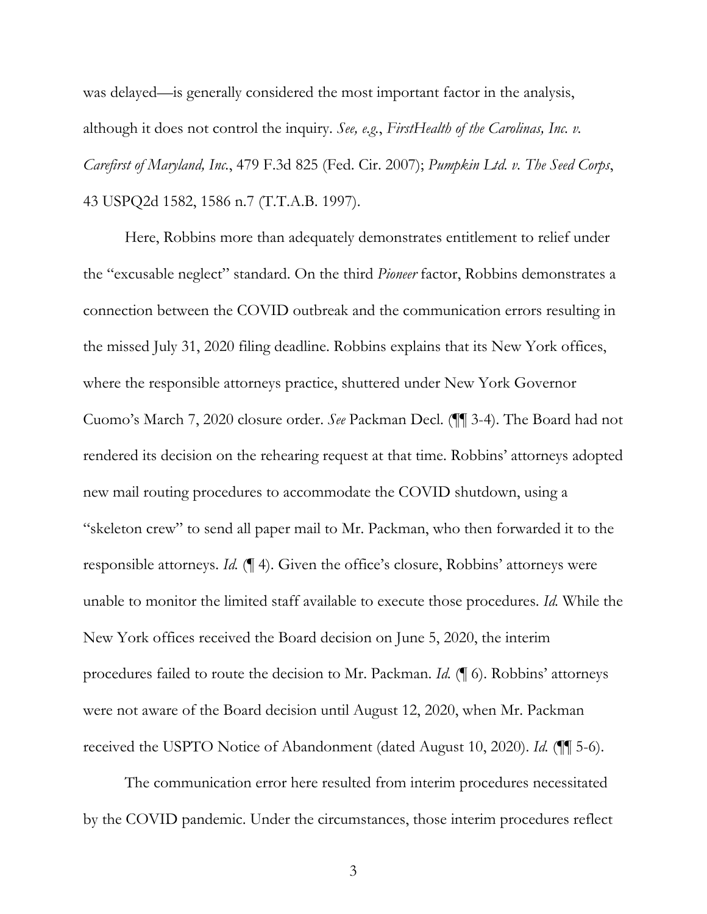was delayed—is generally considered the most important factor in the analysis, although it does not control the inquiry. *See, e.g.*, *FirstHealth of the Carolinas, Inc. v. Carefirst of Maryland, Inc.*, 479 F.3d 825 (Fed. Cir. 2007); *Pumpkin Ltd. v. The Seed Corps*, 43 USPQ2d 1582, 1586 n.7 (T.T.A.B. 1997).

Here, Robbins more than adequately demonstrates entitlement to relief under the "excusable neglect" standard. On the third *Pioneer* factor, Robbins demonstrates a connection between the COVID outbreak and the communication errors resulting in the missed July 31, 2020 filing deadline. Robbins explains that its New York offices, where the responsible attorneys practice, shuttered under New York Governor Cuomo's March 7, 2020 closure order. *See* Packman Decl. (¶¶ 3-4). The Board had not rendered its decision on the rehearing request at that time. Robbins' attorneys adopted new mail routing procedures to accommodate the COVID shutdown, using a "skeleton crew" to send all paper mail to Mr. Packman, who then forwarded it to the responsible attorneys. *Id.* (¶ 4). Given the office's closure, Robbins' attorneys were unable to monitor the limited staff available to execute those procedures. *Id.* While the New York offices received the Board decision on June 5, 2020, the interim procedures failed to route the decision to Mr. Packman. *Id.* (¶ 6). Robbins' attorneys were not aware of the Board decision until August 12, 2020, when Mr. Packman received the USPTO Notice of Abandonment (dated August 10, 2020). *Id.* (¶¶ 5-6).

The communication error here resulted from interim procedures necessitated by the COVID pandemic. Under the circumstances, those interim procedures reflect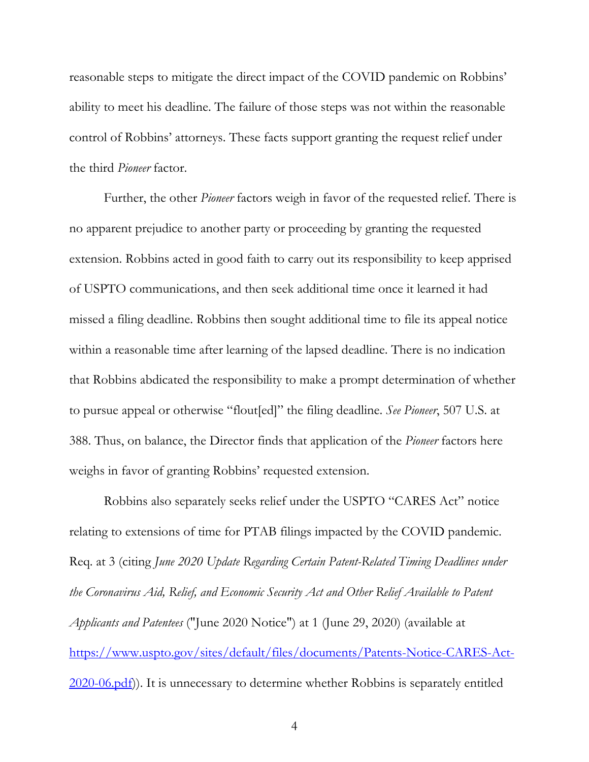reasonable steps to mitigate the direct impact of the COVID pandemic on Robbins' ability to meet his deadline. The failure of those steps was not within the reasonable control of Robbins' attorneys. These facts support granting the request relief under the third *Pioneer* factor.

Further, the other *Pioneer* factors weigh in favor of the requested relief. There is no apparent prejudice to another party or proceeding by granting the requested extension. Robbins acted in good faith to carry out its responsibility to keep apprised of USPTO communications, and then seek additional time once it learned it had missed a filing deadline. Robbins then sought additional time to file its appeal notice within a reasonable time after learning of the lapsed deadline. There is no indication that Robbins abdicated the responsibility to make a prompt determination of whether to pursue appeal or otherwise "flout[ed]" the filing deadline. *See Pioneer*, 507 U.S. at 388. Thus, on balance, the Director finds that application of the *Pioneer* factors here weighs in favor of granting Robbins' requested extension.

Robbins also separately seeks relief under the USPTO "CARES Act" notice relating to extensions of time for PTAB filings impacted by the COVID pandemic. Req. at 3 (citing *June 2020 Update Regarding Certain Patent-Related Timing Deadlines under the Coronavirus Aid, Relief, and Economic Security Act and Other Relief Available to Patent Applicants and Patentees* ("June 2020 Notice") at 1 (June 29, 2020) (available at [https://www.uspto.gov/sites/default/files/documents/Patents-Notice-CARES-Act-2020-06.pdf](https://www.uspto.gov/sites/default/files/documents/Patents-Notice-CARES-Act-2020-06.pdf))). It is unnecessary to determine whether Robbins is separately entitled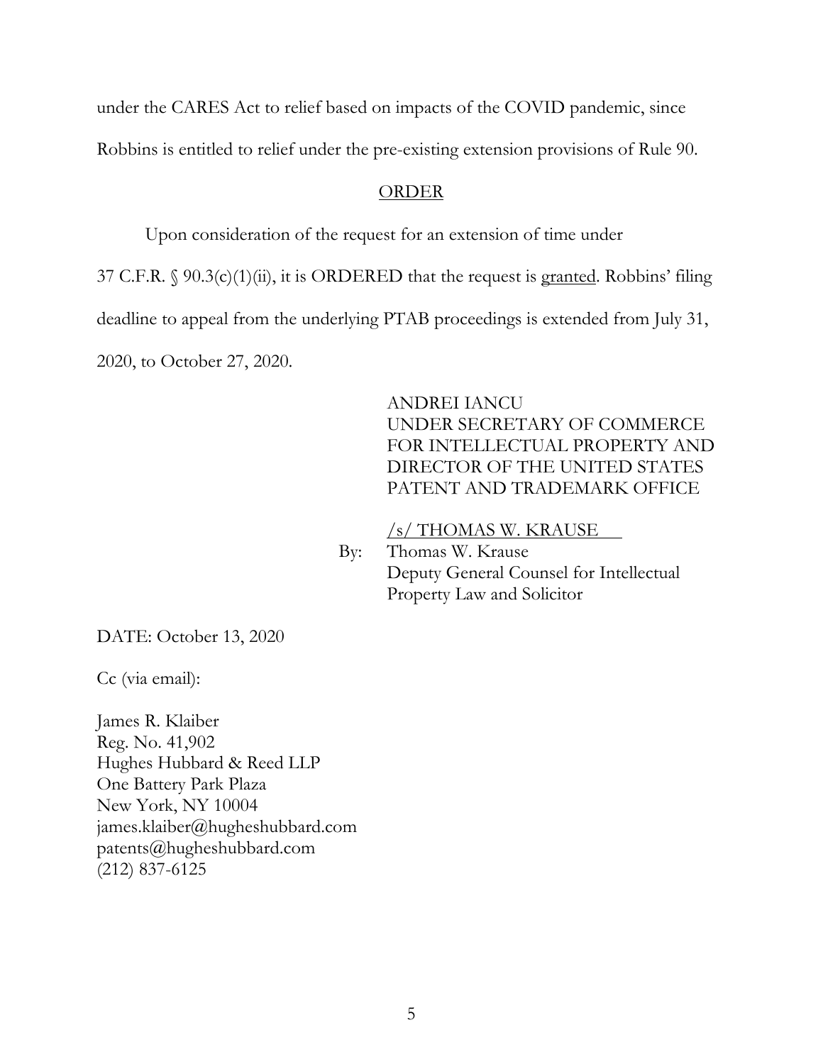under the CARES Act to relief based on impacts of the COVID pandemic, since Robbins is entitled to relief under the pre-existing extension provisions of Rule 90.

## ORDER

Upon consideration of the request for an extension of time under 37 C.F.R. § 90.3(c)(1)(ii), it is ORDERED that the request is granted. Robbins' filing deadline to appeal from the underlying PTAB proceedings is extended from July 31, 2020, to October 27, 2020.

ANDREI IANCU
UNDER SECRETARY OF COMMERCE
FOR INTELLECTUAL PROPERTY AND
DIRECTOR OF THE UNITED STATES
PATENT AND TRADEMARK OFFICE

/s/ THOMAS W. KRAUSE

By: Thomas W. Krause
Deputy General Counsel for Intellectual Property Law and Solicitor

DATE: October 13, 2020

Cc (via email):

James R. Klaiber
Reg. No. 41,902
Hughes Hubbard & Reed LLP
One Battery Park Plaza
New York, NY 10004
james.klaiber@hugheshubbard.com
patents@hugheshubbard.com
(212) 837-6125